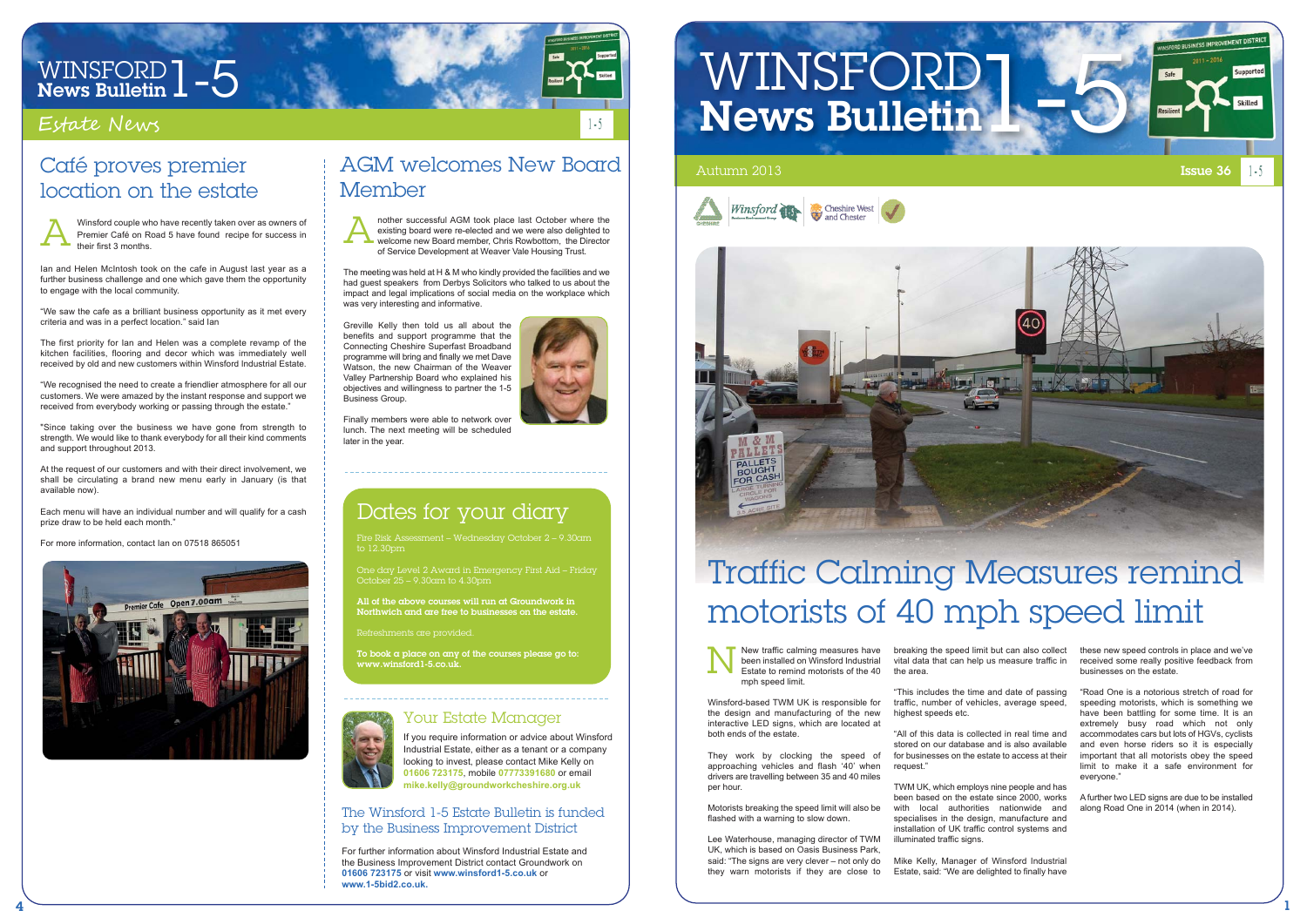# WINSFORD News Bulletin 1-5

## Estate News

## Café proves premier location on the estate

Winsford couple who have recently taken over as owners of Premier Café on Road 5 have found recipe for success in their first 3 months.

Ian and Helen McIntosh took on the cafe in August last year as a further business challenge and one which gave them the opportunity to engage with the local community.

"We saw the cafe as a brilliant business opportunity as it met every criteria and was in a perfect location." said Ian

The first priority for Ian and Helen was a complete revamp of the kitchen facilities, flooring and decor which was immediately well received by old and new customers within Winsford Industrial Estate.

"We recognised the need to create a friendlier atmosphere for all our customers. We were amazed by the instant response and support we received from everybody working or passing through the estate."

"Since taking over the business we have gone from strength to strength. We would like to thank everybody for all their kind comments and support throughout 2013.

At the request of our customers and with their direct involvement, we shall be circulating a brand new menu early in January (is that available now).

Each menu will have an individual number and will qualify for a cash prize draw to be held each month."

For more information, contact Ian on 07518 865051

## AGM welcomes New Board Member

Another successful AGM took place last October where the existing board were re-elected and we were also delighted to welcome new Board member, Chris Rowbottom, the Director of Service Development at Weaver Vale Housing Trust.

The meeting was held at H & M who kindly provided the facilities and we had guest speakers from Derbys Solicitors who talked to us about the impact and legal implications of social media on the workplace which was very interesting and informative.

Greville Kelly then told us all about the benefits and support programme that the Connecting Cheshire Superfast Broadband programme will bring and finally we met Dave Watson, the new Chairman of the Weaver Valley Partnership Board who explained his objectives and willingness to partner the 1-5 Business Group.

Finally members were able to network over lunch. The next meeting will be scheduled later in the year.

## Dates for your diary

Fire Risk Assessment – Wednesday October 2 – 9.30am to 12.30pm

One day Level 2 Award in Emergency First Aid – Friday October 25 – 9.30am to 4.30pm

**All of the above courses will run at Groundwork in Northwich and are free to businesses on the estate.**

Refreshments are provided.

**To book a place on any of the courses please go to: www.winsford1-5.co.uk.**

## Your Estate Manager

If you require information or advice about Winsford Industrial Estate, either as a tenant or a company looking to invest, please contact Mike Kelly on **01606 723175**, mobile **07773391680** or email **mike.kelly@groundworkcheshire.org.uk**

## The Winsford 1-5 Estate Bulletin is funded by the Business Improvement District

For further information about Winsford Industrial Estate and the Business Improvement District contact Groundwork on **01606 723175** or visit **www.winsford1-5.co.uk** or **www.1-5bid2.co.uk.**

---

# WINSFORD News Bulletin 1-5

Autumn 2013 **Issue 36**

# Traffic Calming Measures remind motorists of 40 mph speed limit

New traffic calming measures have been installed on Winsford Industrial Estate to remind motorists of the 40 mph speed limit.

Winsford-based TWM UK is responsible for the design and manufacturing of the new interactive LED signs, which are located at both ends of the estate.

They work by clocking the speed of approaching vehicles and flash '40' when drivers are travelling between 35 and 40 miles per hour.

Motorists breaking the speed limit will also be flashed with a warning to slow down.

Lee Waterhouse, managing director of TWM UK, which is based on Oasis Business Park, said: "The signs are very clever – not only do they warn motorists if they are close to breaking the speed limit but can also collect vital data that can help us measure traffic in the area.

"This includes the time and date of passing traffic, number of vehicles, average speed, highest speeds etc.

"All of this data is collected in real time and stored on our database and is also available for businesses on the estate to access at their request."

TWM UK, which employs nine people and has been based on the estate since 2000, works with local authorities nationwide and specialises in the design, manufacture and installation of UK traffic control systems and illuminated traffic signs.

Mike Kelly, Manager of Winsford Industrial Estate, said: "We are delighted to finally have these new speed controls in place and we've received some really positive feedback from businesses on the estate.

"Road One is a notorious stretch of road for speeding motorists, which is something we have been battling for some time. It is an extremely busy road which not only accommodates cars but lots of HGVs, cyclists and even horse riders so it is especially important that all motorists obey the speed limit to make it a safe environment for everyone."

A further two LED signs are due to be installed along Road One in 2014 (when in 2014).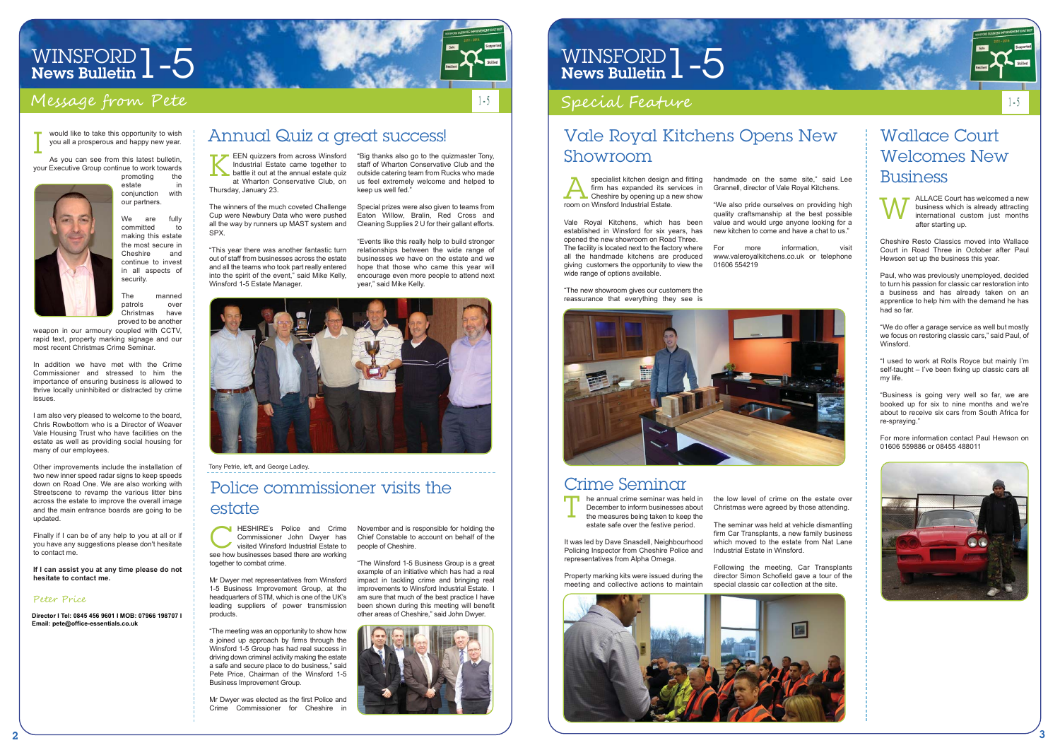# WINSFORD 1-5 News Bulletin

## Message from Pete

I would like to take this opportunity to wish you all a prosperous and happy new year.

As you can see from this latest bulletin, your Executive Group continue to work towards promoting the estate in conjunction with our partners.

We are fully committed to making this estate the most secure in Cheshire and continue to invest in all aspects of security.

The manned patrols over Christmas have proved to be another weapon in our armoury coupled with CCTV, rapid text, property marking signage and our most recent Christmas Crime Seminar.

In addition we have met with the Crime Commissioner and stressed to him the importance of ensuring business is allowed to thrive locally uninhibited or distracted by crime issues.

I am also very pleased to welcome to the board, Chris Rowbottom who is a Director of Weaver Vale Housing Trust who have facilities on the estate as well as providing social housing for many of our employees.

Other improvements include the installation of two new inner speed radar signs to keep speeds down on Road One. We are also working with Streetscene to revamp the various litter bins across the estate to improve the overall image and the main entrance boards are going to be updated.

Finally if I can be of any help to you at all or if you have any suggestions please don't hesitate to contact me.

**If I can assist you at any time please do not hesitate to contact me.**

*Peter Price*

**Director I Tel: 0845 456 9601 I MOB: 07966 198707 I Email: pete@office-essentials.co.uk**

## Annual Quiz a great success!

KEEN quizzers from across Winsford Industrial Estate came together to battle it out at the annual estate quiz at Wharton Conservative Club, on Thursday, January 23.

The winners of the much coveted Challenge Cup were Newbury Data who were pushed all the way by runners up MAST system and SPX.

"This year there was another fantastic turn out of staff from businesses across the estate and all the teams who took part really entered into the spirit of the event," said Mike Kelly, Winsford 1-5 Estate Manager.

"Big thanks also go to the quizmaster Tony, staff of Wharton Conservative Club and the outside catering team from Rucks who made us feel extremely welcome and helped to keep us well fed."

Special prizes were also given to teams from Eaton Willow, Bralin, Red Cross and Cleaning Supplies 2 U for their gallant efforts.

"Events like this really help to build stronger relationships between the wide range of businesses we have on the estate and we hope that those who came this year will encourage even more people to attend next year," said Mike Kelly.

Tony Petrie, left, and George Ladley.

## Police commissioner visits the estate

CHESHIRE's Police and Crime Commissioner John Dwyer has visited Winsford Industrial Estate to see how businesses based there are working together to combat crime.

Mr Dwyer met representatives from Winsford 1-5 Business Improvement Group, at the headquarters of STM, which is one of the UK's leading suppliers of power transmission products.

"The meeting was an opportunity to show how a joined up approach by firms through the Winsford 1-5 Group has had real success in driving down criminal activity making the estate a safe and secure place to do business," said Pete Price, Chairman of the Winsford 1-5 Business Improvement Group.

Mr Dwyer was elected as the first Police and Crime Commissioner for Cheshire in November and is responsible for holding the Chief Constable to account on behalf of the people of Cheshire.

"The Winsford 1-5 Business Group is a great example of an initiative which has had a real impact in tackling crime and bringing real improvements to Winsford Industrial Estate. I am sure that much of the best practice I have been shown during this meeting will benefit other areas of Cheshire," said John Dwyer.

# WINSFORD 1-5 News Bulletin

## Special Feature

## Vale Royal Kitchens Opens New Showroom

A specialist kitchen design and fitting firm has expanded its services in Cheshire by opening up a new show room on Winsford Industrial Estate.

Vale Royal Kitchens, which has been established in Winsford for six years, has opened the new showroom on Road Three. The facility is located next to the factory where all the handmade kitchens are produced giving customers the opportunity to view the wide range of options available.

"The new showroom gives our customers the reassurance that everything they see is handmade on the same site," said Lee Grannell, director of Vale Royal Kitchens.

"We also pride ourselves on providing high quality craftsmanship at the best possible value and would urge anyone looking for a new kitchen to come and have a chat to us."

For more information, visit www.valeroyalkitchens.co.uk or telephone 01606 554219

## Crime Seminar

The annual crime seminar was held in December to inform businesses about the measures being taken to keep the estate safe over the festive period.

It was led by Dave Snasdell, Neighbourhood Policing Inspector from Cheshire Police and representatives from Alpha Omega.

Property marking kits were issued during the meeting and collective actions to maintain the low level of crime on the estate over Christmas were agreed by those attending.

The seminar was held at vehicle dismantling firm Car Transplants, a new family business which moved to the estate from Nat Lane Industrial Estate in Winsford.

Following the meeting, Car Transplants director Simon Schofield gave a tour of the special classic car collection at the site.

## Wallace Court Welcomes New Business

WALLACE Court has welcomed a new business which is already attracting international custom just months after starting up.

Cheshire Resto Classics moved into Wallace Court in Road Three in October after Paul Hewson set up the business this year.

Paul, who was previously unemployed, decided to turn his passion for classic car restoration into a business and has already taken on an apprentice to help him with the demand he has had so far.

"We do offer a garage service as well but mostly we focus on restoring classic cars," said Paul, of Winsford.

"I used to work at Rolls Royce but mainly I'm self-taught – I've been fixing up classic cars all my life.

"Business is going very well so far, we are booked up for six to nine months and we're about to receive six cars from South Africa for re-spraying."

For more information contact Paul Hewson on 01606 559886 or 08455 488011